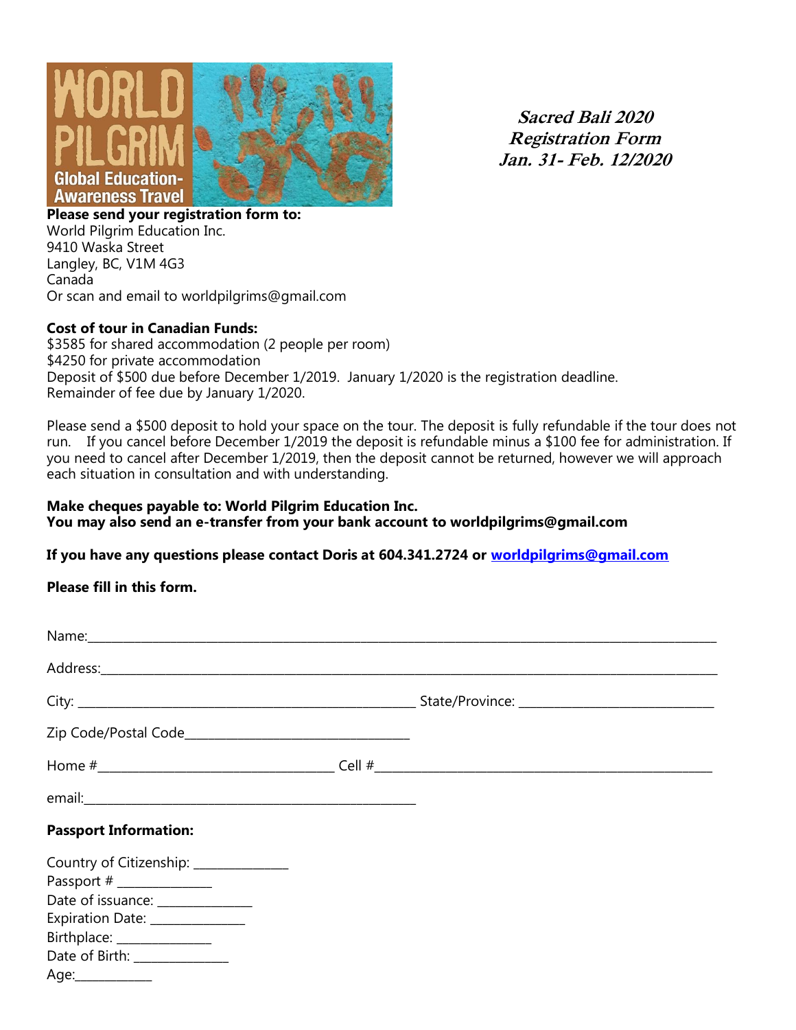WORLD PILGRIM
Global Education-Awareness Travel

***Sacred Bali 2020***
***Registration Form***
***Jan. 31- Feb. 12/2020***

**Please send your registration form to:**
World Pilgrim Education Inc.
9410 Waska Street
Langley, BC, V1M 4G3
Canada
Or scan and email to worldpilgrims@gmail.com

**Cost of tour in Canadian Funds:**
$3585 for shared accommodation (2 people per room)
$4250 for private accommodation
Deposit of $500 due before December 1/2019. January 1/2020 is the registration deadline.
Remainder of fee due by January 1/2020.

Please send a $500 deposit to hold your space on the tour. The deposit is fully refundable if the tour does not run. If you cancel before December 1/2019 the deposit is refundable minus a $100 fee for administration. If you need to cancel after December 1/2019, then the deposit cannot be returned, however we will approach each situation in consultation and with understanding.

**Make cheques payable to: World Pilgrim Education Inc.**
**You may also send an e-transfer from your bank account to worldpilgrims@gmail.com**

**If you have any questions please contact Doris at 604.341.2724 or worldpilgrims@gmail.com**

**Please fill in this form.**

Name:________________________________________________________________________________

Address:______________________________________________________________________________

City: ___________________________________________ State/Province: __________________________

Zip Code/Postal Code_____________________________

Home #______________________________ Cell #_____________________________________________

email:___________________________________________

**Passport Information:**

Country of Citizenship: ____________
Passport # ____________
Date of issuance: ____________
Expiration Date: ____________
Birthplace: ____________
Date of Birth: ____________
Age:__________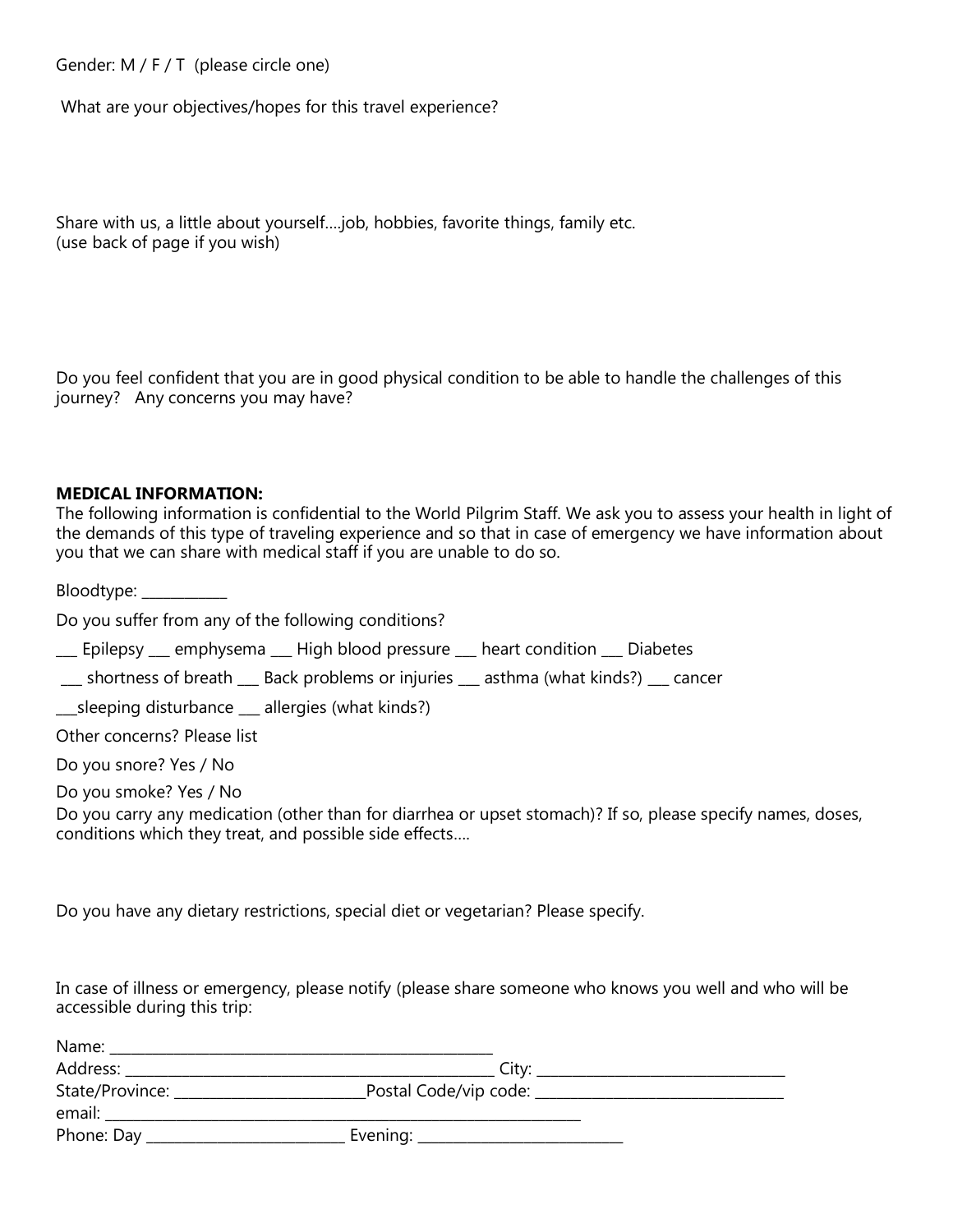Gender: M / F / T (please circle one)

What are your objectives/hopes for this travel experience?

Share with us, a little about yourself....job, hobbies, favorite things, family etc.
(use back of page if you wish)

Do you feel confident that you are in good physical condition to be able to handle the challenges of this journey? Any concerns you may have?

**MEDICAL INFORMATION:**
The following information is confidential to the World Pilgrim Staff. We ask you to assess your health in light of the demands of this type of traveling experience and so that in case of emergency we have information about you that we can share with medical staff if you are unable to do so.

Bloodtype: ___________

Do you suffer from any of the following conditions?

___ Epilepsy ___ emphysema ___ High blood pressure ___ heart condition ___ Diabetes

___ shortness of breath ___ Back problems or injuries ___ asthma (what kinds?) ___ cancer

___sleeping disturbance ___ allergies (what kinds?)

Other concerns? Please list

Do you snore? Yes / No

Do you smoke? Yes / No

Do you carry any medication (other than for diarrhea or upset stomach)? If so, please specify names, doses, conditions which they treat, and possible side effects....

Do you have any dietary restrictions, special diet or vegetarian? Please specify.

In case of illness or emergency, please notify (please share someone who knows you well and who will be accessible during this trip:

Name: ______________________________________________

Address: ______________________________________________ City: ______________________________

State/Province: ______________________Postal Code/vip code: ______________________________

email: ____________________________________________________________

Phone: Day ________________________ Evening: ________________________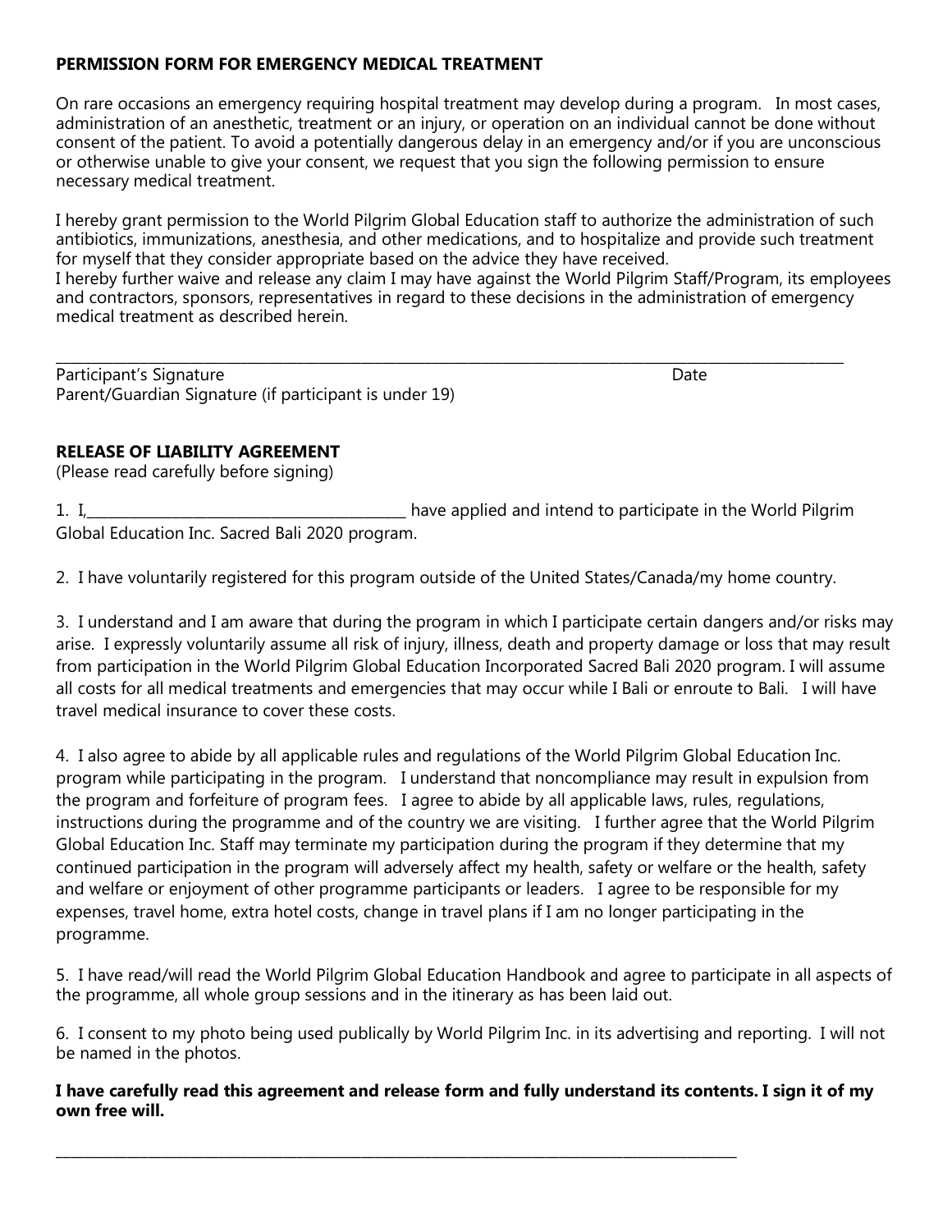**PERMISSION FORM FOR EMERGENCY MEDICAL TREATMENT**

On rare occasions an emergency requiring hospital treatment may develop during a program. In most cases, administration of an anesthetic, treatment or an injury, or operation on an individual cannot be done without consent of the patient. To avoid a potentially dangerous delay in an emergency and/or if you are unconscious or otherwise unable to give your consent, we request that you sign the following permission to ensure necessary medical treatment.

I hereby grant permission to the World Pilgrim Global Education staff to authorize the administration of such antibiotics, immunizations, anesthesia, and other medications, and to hospitalize and provide such treatment for myself that they consider appropriate based on the advice they have received.
I hereby further waive and release any claim I may have against the World Pilgrim Staff/Program, its employees and contractors, sponsors, representatives in regard to these decisions in the administration of emergency medical treatment as described herein.

\_\_\_\_\_\_\_\_\_\_\_\_\_\_\_\_\_\_\_\_\_\_\_\_\_\_\_\_\_\_\_\_\_\_\_\_\_\_\_\_\_\_\_\_\_\_\_\_\_\_\_\_\_\_\_\_\_\_\_\_\_\_\_\_\_\_\_\_\_\_\_\_\_\_\_\_\_\_\_\_\_\_
Participant's Signature Date
Parent/Guardian Signature (if participant is under 19)

**RELEASE OF LIABILITY AGREEMENT**
(Please read carefully before signing)

1. I,\_\_\_\_\_\_\_\_\_\_\_\_\_\_\_\_\_\_\_\_\_\_\_\_\_\_\_\_\_\_\_\_\_\_\_\_\_\_\_\_ have applied and intend to participate in the World Pilgrim Global Education Inc. Sacred Bali 2020 program.

2. I have voluntarily registered for this program outside of the United States/Canada/my home country.

3. I understand and I am aware that during the program in which I participate certain dangers and/or risks may arise. I expressly voluntarily assume all risk of injury, illness, death and property damage or loss that may result from participation in the World Pilgrim Global Education Incorporated Sacred Bali 2020 program. I will assume all costs for all medical treatments and emergencies that may occur while I Bali or enroute to Bali. I will have travel medical insurance to cover these costs.

4. I also agree to abide by all applicable rules and regulations of the World Pilgrim Global Education Inc. program while participating in the program. I understand that noncompliance may result in expulsion from the program and forfeiture of program fees. I agree to abide by all applicable laws, rules, regulations, instructions during the programme and of the country we are visiting. I further agree that the World Pilgrim Global Education Inc. Staff may terminate my participation during the program if they determine that my continued participation in the program will adversely affect my health, safety or welfare or the health, safety and welfare or enjoyment of other programme participants or leaders. I agree to be responsible for my expenses, travel home, extra hotel costs, change in travel plans if I am no longer participating in the programme.

5. I have read/will read the World Pilgrim Global Education Handbook and agree to participate in all aspects of the programme, all whole group sessions and in the itinerary as has been laid out.

6. I consent to my photo being used publically by World Pilgrim Inc. in its advertising and reporting. I will not be named in the photos.

**I have carefully read this agreement and release form and fully understand its contents. I sign it of my own free will.**

\_\_\_\_\_\_\_\_\_\_\_\_\_\_\_\_\_\_\_\_\_\_\_\_\_\_\_\_\_\_\_\_\_\_\_\_\_\_\_\_\_\_\_\_\_\_\_\_\_\_\_\_\_\_\_\_\_\_\_\_\_\_\_\_\_\_\_\_\_\_\_\_\_\_\_\_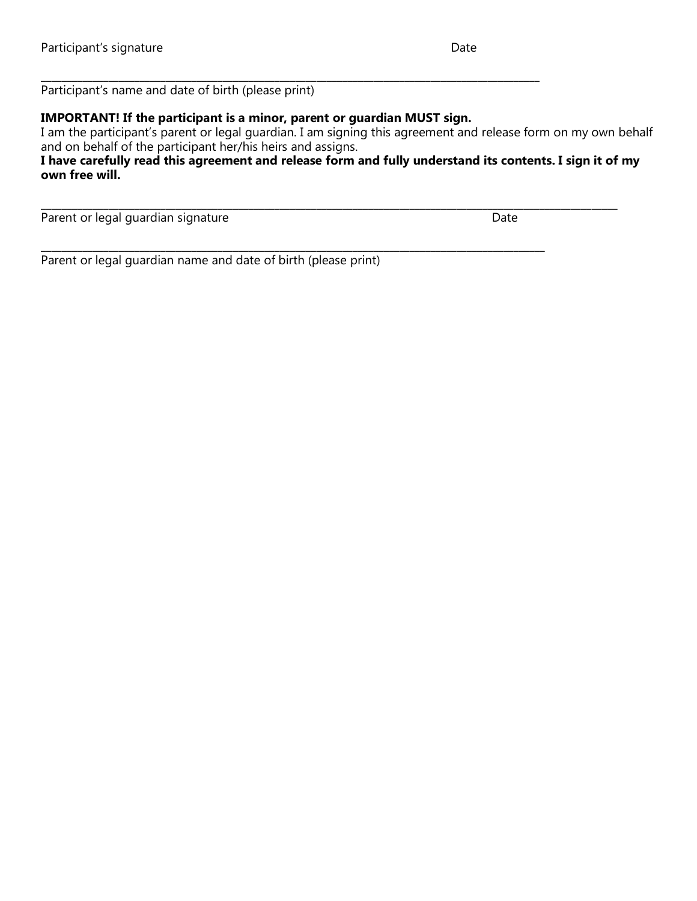Participant's signature Date

\_\_\_\_\_\_\_\_\_\_\_\_\_\_\_\_\_\_\_\_\_\_\_\_\_\_\_\_\_\_\_\_\_\_\_\_\_\_\_\_\_\_\_\_\_\_\_\_\_\_\_\_\_\_\_\_\_\_\_\_\_\_\_\_\_\_\_\_\_\_\_\_

Participant's name and date of birth (please print)

**IMPORTANT! If the participant is a minor, parent or guardian MUST sign.**

I am the participant's parent or legal guardian. I am signing this agreement and release form on my own behalf and on behalf of the participant her/his heirs and assigns.

**I have carefully read this agreement and release form and fully understand its contents. I sign it of my own free will.**

\_\_\_\_\_\_\_\_\_\_\_\_\_\_\_\_\_\_\_\_\_\_\_\_\_\_\_\_\_\_\_\_\_\_\_\_\_\_\_\_\_\_\_\_\_\_\_\_\_\_\_\_\_\_\_\_\_\_\_\_\_\_\_\_\_\_\_\_\_\_\_\_\_\_\_\_\_\_\_\_\_\_\_

Parent or legal guardian signature Date

\_\_\_\_\_\_\_\_\_\_\_\_\_\_\_\_\_\_\_\_\_\_\_\_\_\_\_\_\_\_\_\_\_\_\_\_\_\_\_\_\_\_\_\_\_\_\_\_\_\_\_\_\_\_\_\_\_\_\_\_\_\_\_\_\_\_\_\_\_\_\_\_

Parent or legal guardian name and date of birth (please print)